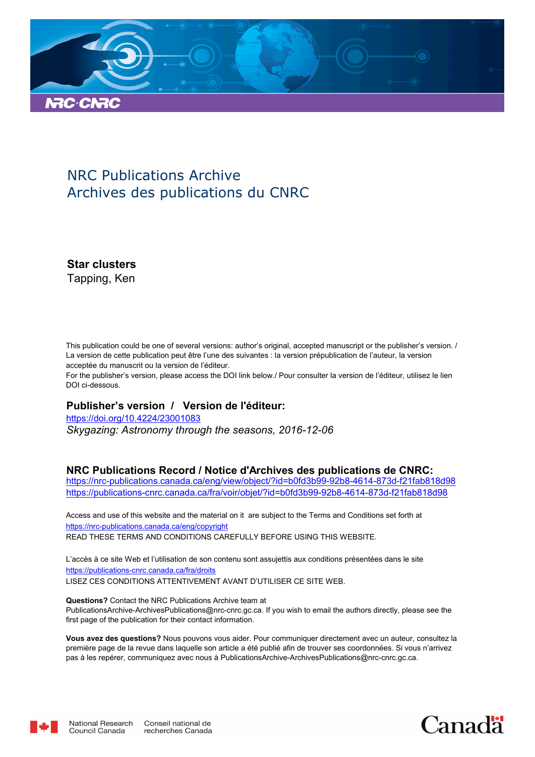NRC Publications Archive
Archives des publications du CNRC

**Star clusters**
Tapping, Ken

This publication could be one of several versions: author's original, accepted manuscript or the publisher's version. / La version de cette publication peut être l'une des suivantes : la version prépublication de l'auteur, la version acceptée du manuscrit ou la version de l'éditeur.

For the publisher's version, please access the DOI link below./ Pour consulter la version de l'éditeur, utilisez le lien DOI ci-dessous.

**Publisher's version / Version de l'éditeur:**

https://doi.org/10.4224/23001083

*Skygazing: Astronomy through the seasons, 2016-12-06*

**NRC Publications Record / Notice d'Archives des publications de CNRC:**

https://nrc-publications.canada.ca/eng/view/object/?id=b0fd3b99-92b8-4614-873d-f21fab818d98
https://publications-cnrc.canada.ca/fra/voir/objet/?id=b0fd3b99-92b8-4614-873d-f21fab818d98

Access and use of this website and the material on it are subject to the Terms and Conditions set forth at https://nrc-publications.canada.ca/eng/copyright
READ THESE TERMS AND CONDITIONS CAREFULLY BEFORE USING THIS WEBSITE.

L'accès à ce site Web et l'utilisation de son contenu sont assujettis aux conditions présentées dans le site https://publications-cnrc.canada.ca/fra/droits
LISEZ CES CONDITIONS ATTENTIVEMENT AVANT D'UTILISER CE SITE WEB.

**Questions?** Contact the NRC Publications Archive team at PublicationsArchive-ArchivesPublications@nrc-cnrc.gc.ca. If you wish to email the authors directly, please see the first page of the publication for their contact information.

**Vous avez des questions?** Nous pouvons vous aider. Pour communiquer directement avec un auteur, consultez la première page de la revue dans laquelle son article a été publié afin de trouver ses coordonnées. Si vous n'arrivez pas à les repérer, communiquez avec nous à PublicationsArchive-ArchivesPublications@nrc-cnrc.gc.ca.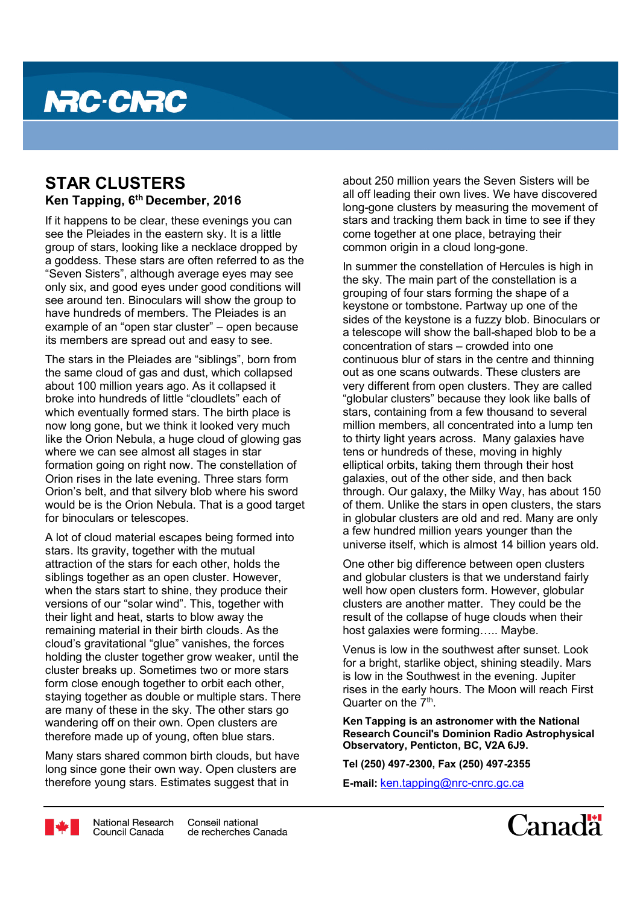# STAR CLUSTERS

**Ken Tapping, 6th December, 2016**

If it happens to be clear, these evenings you can see the Pleiades in the eastern sky. It is a little group of stars, looking like a necklace dropped by a goddess. These stars are often referred to as the "Seven Sisters", although average eyes may see only six, and good eyes under good conditions will see around ten. Binoculars will show the group to have hundreds of members. The Pleiades is an example of an "open star cluster" – open because its members are spread out and easy to see.

The stars in the Pleiades are "siblings", born from the same cloud of gas and dust, which collapsed about 100 million years ago. As it collapsed it broke into hundreds of little "cloudlets" each of which eventually formed stars. The birth place is now long gone, but we think it looked very much like the Orion Nebula, a huge cloud of glowing gas where we can see almost all stages in star formation going on right now. The constellation of Orion rises in the late evening. Three stars form Orion's belt, and that silvery blob where his sword would be is the Orion Nebula. That is a good target for binoculars or telescopes.

A lot of cloud material escapes being formed into stars. Its gravity, together with the mutual attraction of the stars for each other, holds the siblings together as an open cluster. However, when the stars start to shine, they produce their versions of our "solar wind". This, together with their light and heat, starts to blow away the remaining material in their birth clouds. As the cloud's gravitational "glue" vanishes, the forces holding the cluster together grow weaker, until the cluster breaks up. Sometimes two or more stars form close enough together to orbit each other, staying together as double or multiple stars. There are many of these in the sky. The other stars go wandering off on their own. Open clusters are therefore made up of young, often blue stars.

Many stars shared common birth clouds, but have long since gone their own way. Open clusters are therefore young stars. Estimates suggest that in about 250 million years the Seven Sisters will be all off leading their own lives. We have discovered long-gone clusters by measuring the movement of stars and tracking them back in time to see if they come together at one place, betraying their common origin in a cloud long-gone.

In summer the constellation of Hercules is high in the sky. The main part of the constellation is a grouping of four stars forming the shape of a keystone or tombstone. Partway up one of the sides of the keystone is a fuzzy blob. Binoculars or a telescope will show the ball-shaped blob to be a concentration of stars – crowded into one continuous blur of stars in the centre and thinning out as one scans outwards. These clusters are very different from open clusters. They are called "globular clusters" because they look like balls of stars, containing from a few thousand to several million members, all concentrated into a lump ten to thirty light years across. Many galaxies have tens or hundreds of these, moving in highly elliptical orbits, taking them through their host galaxies, out of the other side, and then back through. Our galaxy, the Milky Way, has about 150 of them. Unlike the stars in open clusters, the stars in globular clusters are old and red. Many are only a few hundred million years younger than the universe itself, which is almost 14 billion years old.

One other big difference between open clusters and globular clusters is that we understand fairly well how open clusters form. However, globular clusters are another matter. They could be the result of the collapse of huge clouds when their host galaxies were forming….. Maybe.

Venus is low in the southwest after sunset. Look for a bright, starlike object, shining steadily. Mars is low in the Southwest in the evening. Jupiter rises in the early hours. The Moon will reach First Quarter on the 7th.

**Ken Tapping is an astronomer with the National Research Council's Dominion Radio Astrophysical Observatory, Penticton, BC, V2A 6J9.**

**Tel (250) 497-2300, Fax (250) 497-2355**

**E-mail:** ken.tapping@nrc-cnrc.gc.ca